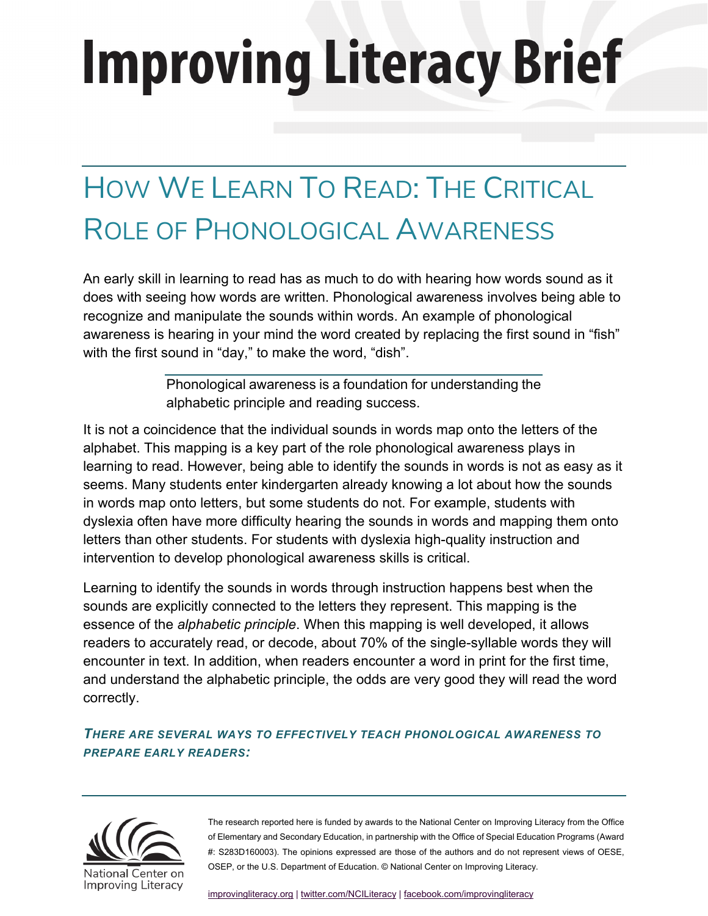# Improving Literacy Brief

## How We Learn To Read: The Critical Role of Phonological Awareness

An early skill in learning to read has as much to do with hearing how words sound as it does with seeing how words are written. Phonological awareness involves being able to recognize and manipulate the sounds within words. An example of phonological awareness is hearing in your mind the word created by replacing the first sound in "fish" with the first sound in "day," to make the word, "dish".

> Phonological awareness is a foundation for understanding the alphabetic principle and reading success.

It is not a coincidence that the individual sounds in words map onto the letters of the alphabet. This mapping is a key part of the role phonological awareness plays in learning to read. However, being able to identify the sounds in words is not as easy as it seems. Many students enter kindergarten already knowing a lot about how the sounds in words map onto letters, but some students do not. For example, students with dyslexia often have more difficulty hearing the sounds in words and mapping them onto letters than other students. For students with dyslexia high-quality instruction and intervention to develop phonological awareness skills is critical.

Learning to identify the sounds in words through instruction happens best when the sounds are explicitly connected to the letters they represent. This mapping is the essence of the *alphabetic principle*. When this mapping is well developed, it allows readers to accurately read, or decode, about 70% of the single-syllable words they will encounter in text. In addition, when readers encounter a word in print for the first time, and understand the alphabetic principle, the odds are very good they will read the word correctly.

***There are several ways to effectively teach phonological awareness to prepare early readers:***

National Center on Improving Literacy

The research reported here is funded by awards to the National Center on Improving Literacy from the Office of Elementary and Secondary Education, in partnership with the Office of Special Education Programs (Award #: S283D160003). The opinions expressed are those of the authors and do not represent views of OESE, OSEP, or the U.S. Department of Education. © National Center on Improving Literacy.

improvingliteracy.org | twitter.com/NCILiteracy | facebook.com/improvingliteracy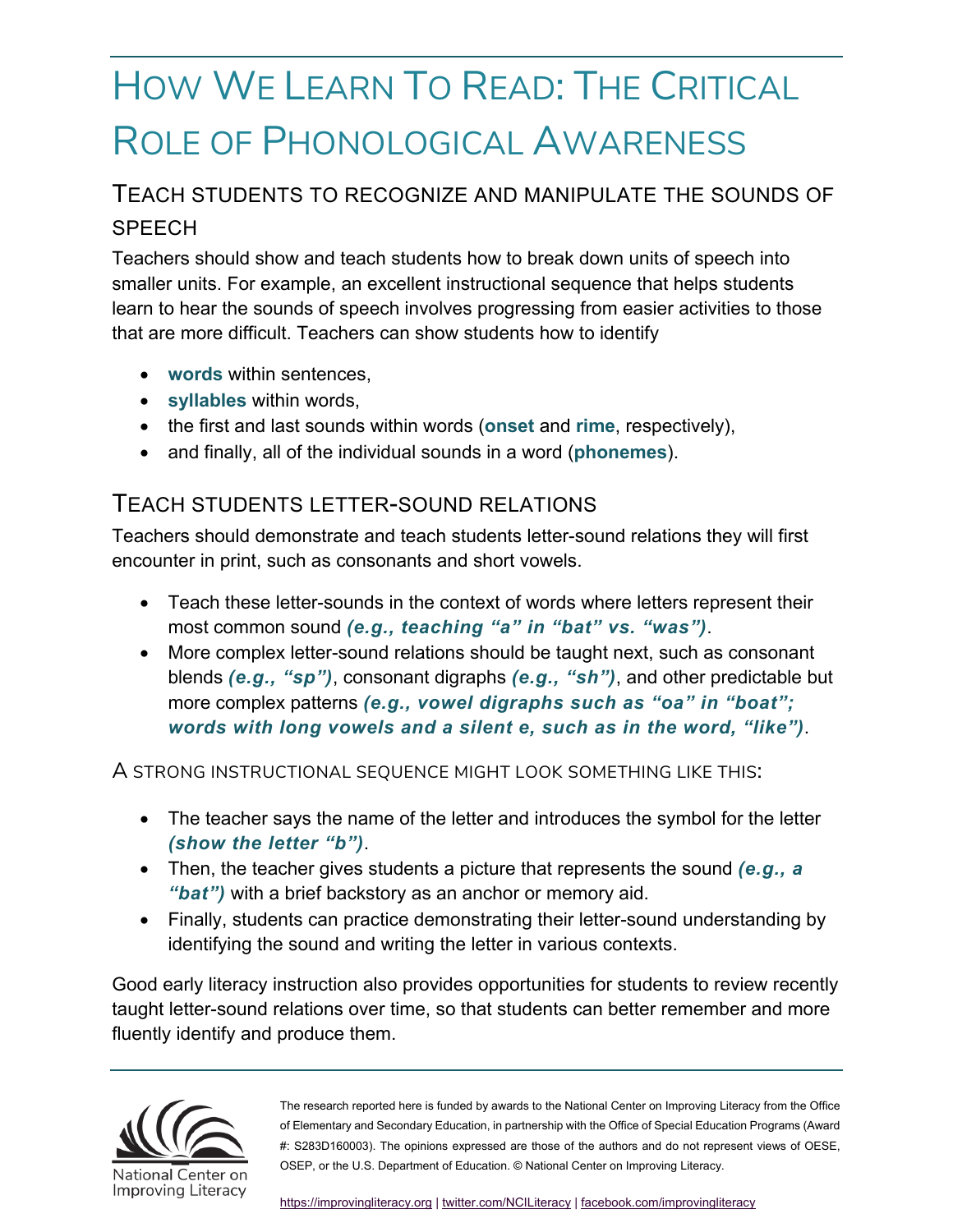# How We Learn To Read: The Critical Role of Phonological Awareness

## Teach students to recognize and manipulate the sounds of speech

Teachers should show and teach students how to break down units of speech into smaller units. For example, an excellent instructional sequence that helps students learn to hear the sounds of speech involves progressing from easier activities to those that are more difficult. Teachers can show students how to identify

- **words** within sentences,
- **syllables** within words,
- the first and last sounds within words (**onset** and **rime**, respectively),
- and finally, all of the individual sounds in a word (**phonemes**).

## Teach students letter-sound relations

Teachers should demonstrate and teach students letter-sound relations they will first encounter in print, such as consonants and short vowels.

- Teach these letter-sounds in the context of words where letters represent their most common sound ***(e.g., teaching "a" in "bat" vs. "was")***.
- More complex letter-sound relations should be taught next, such as consonant blends ***(e.g., "sp")***, consonant digraphs ***(e.g., "sh")***, and other predictable but more complex patterns ***(e.g., vowel digraphs such as "oa" in "boat"; words with long vowels and a silent e, such as in the word, "like")***.

### A strong instructional sequence might look something like this:

- The teacher says the name of the letter and introduces the symbol for the letter ***(show the letter "b")***.
- Then, the teacher gives students a picture that represents the sound ***(e.g., a "bat")*** with a brief backstory as an anchor or memory aid.
- Finally, students can practice demonstrating their letter-sound understanding by identifying the sound and writing the letter in various contexts.

Good early literacy instruction also provides opportunities for students to review recently taught letter-sound relations over time, so that students can better remember and more fluently identify and produce them.

---

National Center on Improving Literacy

The research reported here is funded by awards to the National Center on Improving Literacy from the Office of Elementary and Secondary Education, in partnership with the Office of Special Education Programs (Award #: S283D160003). The opinions expressed are those of the authors and do not represent views of OESE, OSEP, or the U.S. Department of Education. © National Center on Improving Literacy.

https://improvingliteracy.org | twitter.com/NCILiteracy | facebook.com/improvingliteracy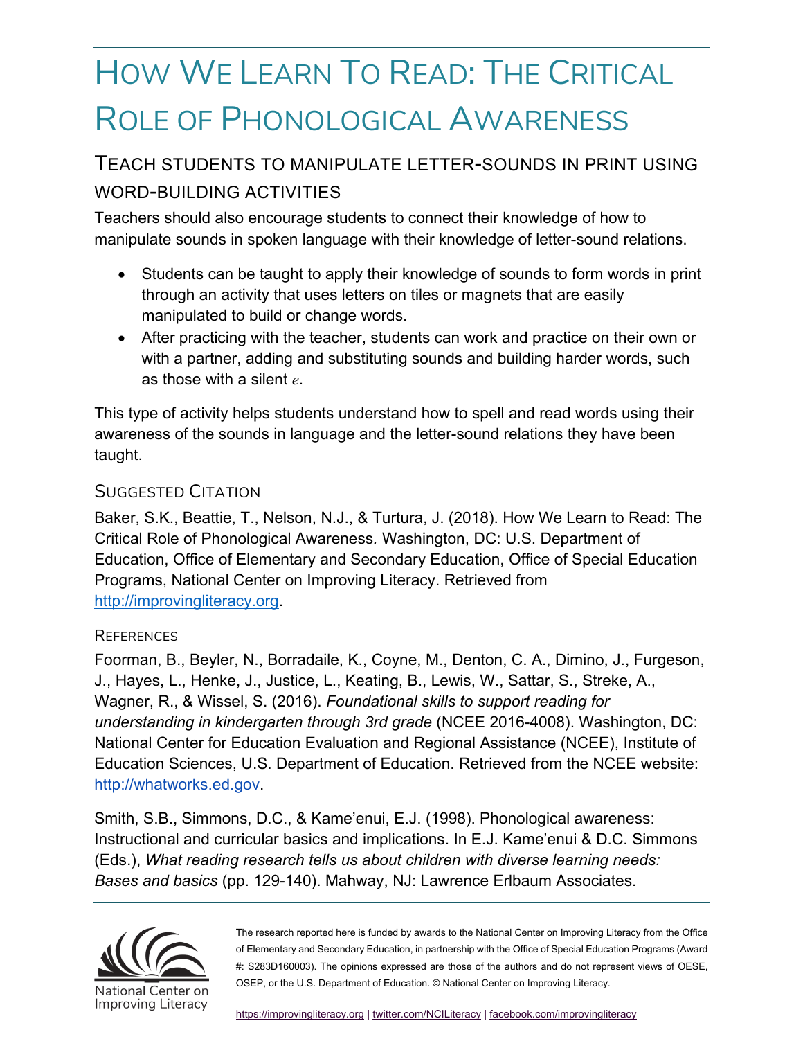# How We Learn To Read: The Critical Role of Phonological Awareness

## Teach students to manipulate letter-sounds in print using word-building activities

Teachers should also encourage students to connect their knowledge of how to manipulate sounds in spoken language with their knowledge of letter-sound relations.

- Students can be taught to apply their knowledge of sounds to form words in print through an activity that uses letters on tiles or magnets that are easily manipulated to build or change words.
- After practicing with the teacher, students can work and practice on their own or with a partner, adding and substituting sounds and building harder words, such as those with a silent *e*.

This type of activity helps students understand how to spell and read words using their awareness of the sounds in language and the letter-sound relations they have been taught.

### Suggested Citation

Baker, S.K., Beattie, T., Nelson, N.J., & Turtura, J. (2018). How We Learn to Read: The Critical Role of Phonological Awareness. Washington, DC: U.S. Department of Education, Office of Elementary and Secondary Education, Office of Special Education Programs, National Center on Improving Literacy. Retrieved from http://improvingliteracy.org.

#### References

Foorman, B., Beyler, N., Borradaile, K., Coyne, M., Denton, C. A., Dimino, J., Furgeson, J., Hayes, L., Henke, J., Justice, L., Keating, B., Lewis, W., Sattar, S., Streke, A., Wagner, R., & Wissel, S. (2016). *Foundational skills to support reading for understanding in kindergarten through 3rd grade* (NCEE 2016-4008). Washington, DC: National Center for Education Evaluation and Regional Assistance (NCEE), Institute of Education Sciences, U.S. Department of Education. Retrieved from the NCEE website: http://whatworks.ed.gov.

Smith, S.B., Simmons, D.C., & Kame'enui, E.J. (1998). Phonological awareness: Instructional and curricular basics and implications. In E.J. Kame'enui & D.C. Simmons (Eds.), *What reading research tells us about children with diverse learning needs: Bases and basics* (pp. 129-140). Mahway, NJ: Lawrence Erlbaum Associates.

National Center on Improving Literacy

The research reported here is funded by awards to the National Center on Improving Literacy from the Office of Elementary and Secondary Education, in partnership with the Office of Special Education Programs (Award #: S283D160003). The opinions expressed are those of the authors and do not represent views of OESE, OSEP, or the U.S. Department of Education. © National Center on Improving Literacy.

https://improvingliteracy.org | twitter.com/NCILiteracy | facebook.com/improvingliteracy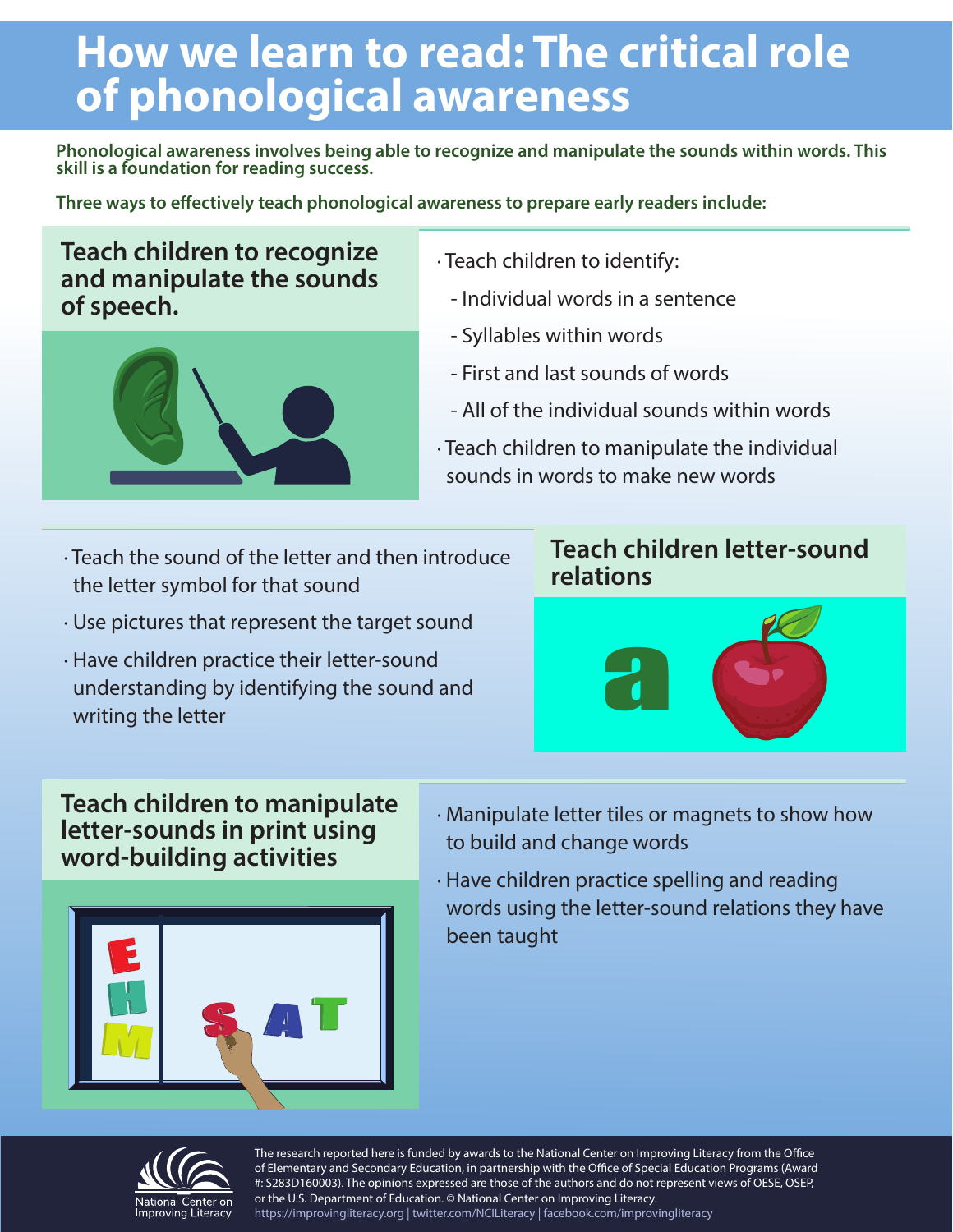# How we learn to read: The critical role of phonological awareness

**Phonological awareness involves being able to recognize and manipulate the sounds within words. This skill is a foundation for reading success.**

**Three ways to effectively teach phonological awareness to prepare early readers include:**

## Teach children to recognize and manipulate the sounds of speech.

- Teach children to identify:
  - Individual words in a sentence
  - Syllables within words
  - First and last sounds of words
  - All of the individual sounds within words
- Teach children to manipulate the individual sounds in words to make new words

## Teach children letter-sound relations

- Teach the sound of the letter and then introduce the letter symbol for that sound
- Use pictures that represent the target sound
- Have children practice their letter-sound understanding by identifying the sound and writing the letter

## Teach children to manipulate letter-sounds in print using word-building activities

- Manipulate letter tiles or magnets to show how to build and change words
- Have children practice spelling and reading words using the letter-sound relations they have been taught

National Center on Improving Literacy

The research reported here is funded by awards to the National Center on Improving Literacy from the Office of Elementary and Secondary Education, in partnership with the Office of Special Education Programs (Award #: S283D160003). The opinions expressed are those of the authors and do not represent views of OESE, OSEP, or the U.S. Department of Education. © National Center on Improving Literacy.
https://improvingliteracy.org | twitter.com/NCILiteracy | facebook.com/improvingliteracy